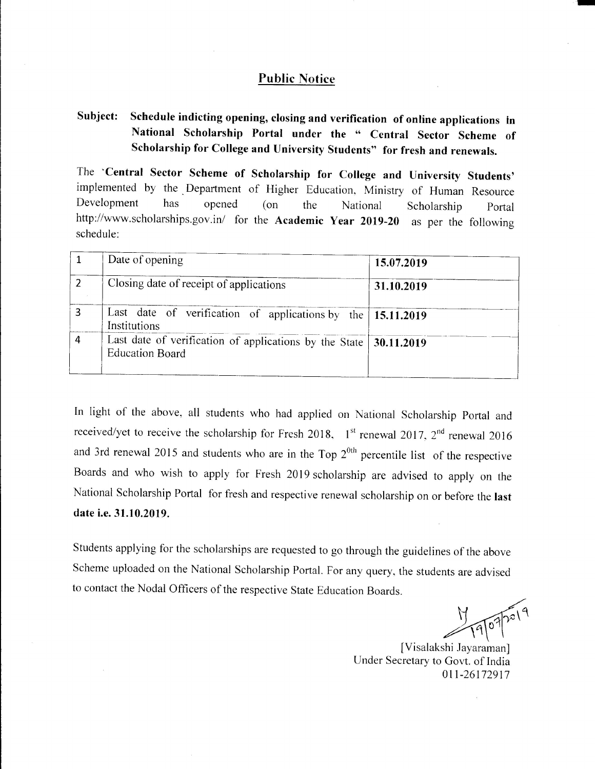## Public Notice

**Subject: Schedule indicting opening, closing and verification of online applications in National Scholarship Portal under the " Central Sector Scheme of Scholarship for College and University Students" for fresh and renewals.**

The '**Central Sector Scheme of Scholarship for College and University Students**' implemented by the Department of Higher Education, Ministry of Human Resource Development has opened (on the National Scholarship Portal http://www.scholarships.gov.in/ for the **Academic Year 2019-20** as per the following schedule:

| 1 | Date of opening | **15.07.2019** |
|---|---|---|
| 2 | Closing date of receipt of applications | **31.10.2019** |
| 3 | Last date of verification of applications by the Institutions | **15.11.2019** |
| 4 | Last date of verification of applications by the State Education Board | **30.11.2019** |

In light of the above, all students who had applied on National Scholarship Portal and received/yet to receive the scholarship for Fresh 2018, 1st renewal 2017, 2nd renewal 2016 and 3rd renewal 2015 and students who are in the Top 20th percentile list of the respective Boards and who wish to apply for Fresh 2019 scholarship are advised to apply on the National Scholarship Portal for fresh and respective renewal scholarship on or before the **last date i.e. 31.10.2019.**

Students applying for the scholarships are requested to go through the guidelines of the above Scheme uploaded on the National Scholarship Portal. For any query, the students are advised to contact the Nodal Officers of the respective State Education Boards.

19/07/2019

[Visalakshi Jayaraman]
Under Secretary to Govt. of India
011-26172917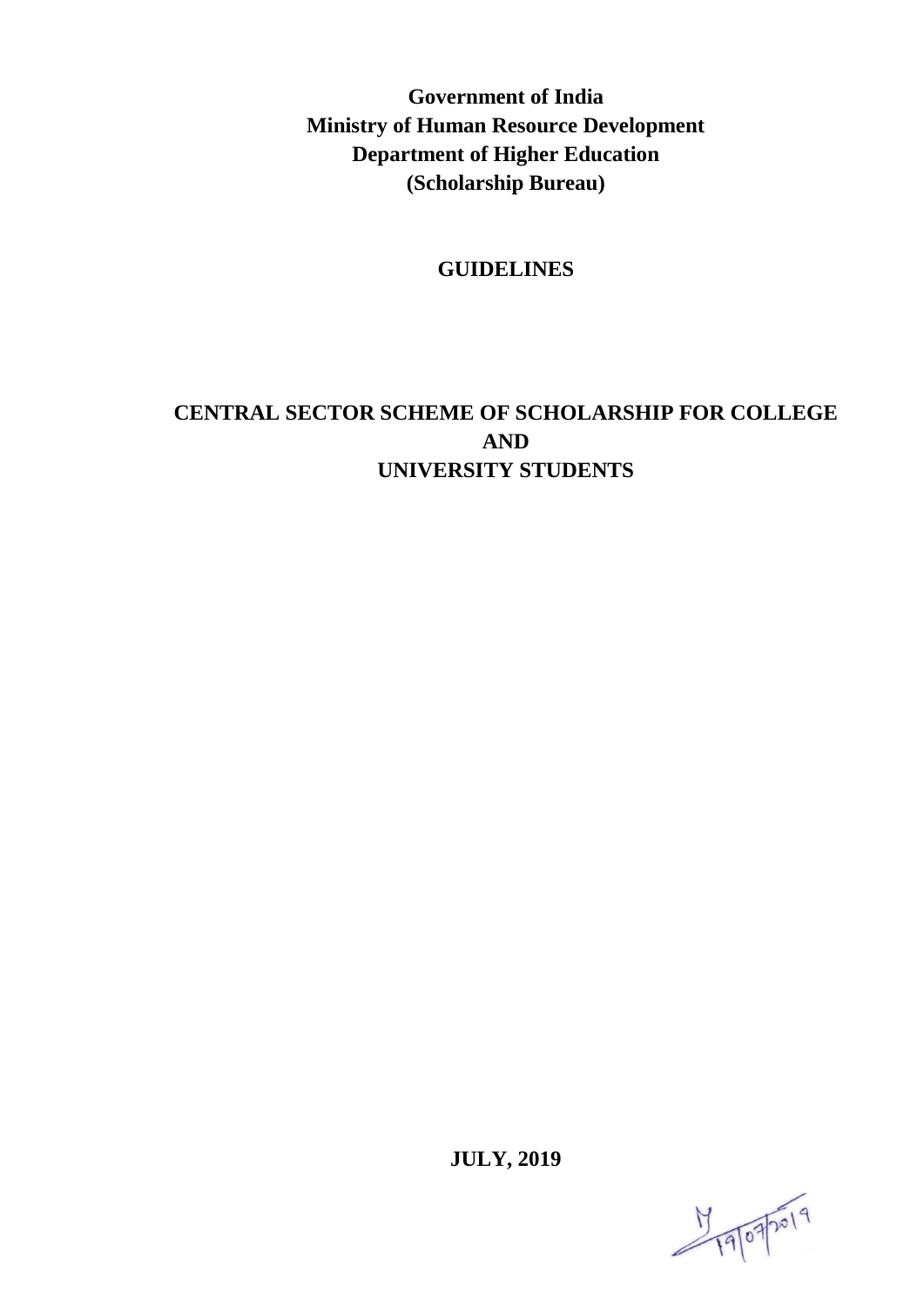**Government of India**
**Ministry of Human Resource Development**
**Department of Higher Education**
**(Scholarship Bureau)**

## GUIDELINES

# CENTRAL SECTOR SCHEME OF SCHOLARSHIP FOR COLLEGE AND UNIVERSITY STUDENTS

**JULY, 2019**

19/07/2019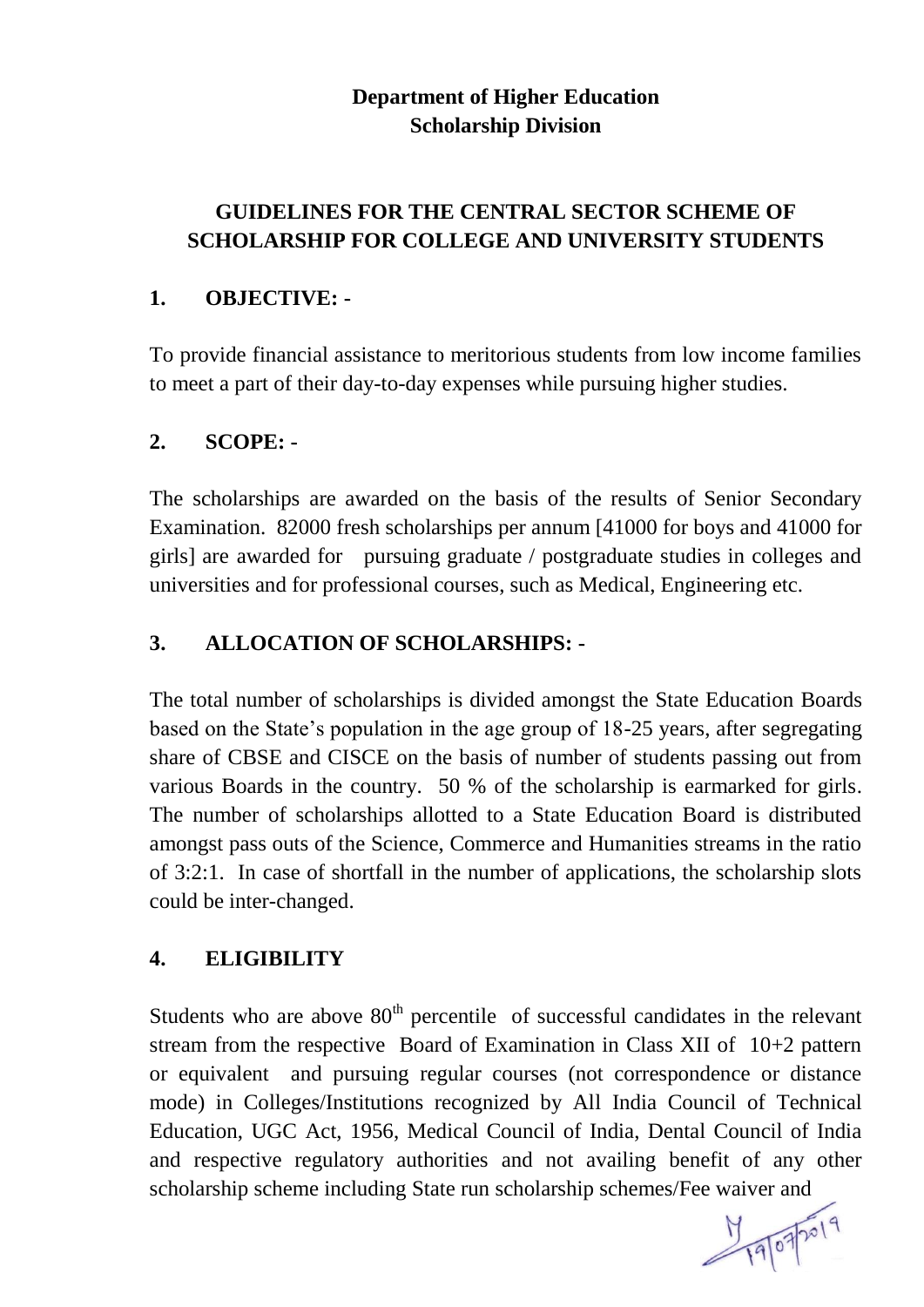**Department of Higher Education**
**Scholarship Division**

## GUIDELINES FOR THE CENTRAL SECTOR SCHEME OF SCHOLARSHIP FOR COLLEGE AND UNIVERSITY STUDENTS

### 1. OBJECTIVE: -

To provide financial assistance to meritorious students from low income families to meet a part of their day-to-day expenses while pursuing higher studies.

### 2. SCOPE: -

The scholarships are awarded on the basis of the results of Senior Secondary Examination. 82000 fresh scholarships per annum [41000 for boys and 41000 for girls] are awarded for pursuing graduate / postgraduate studies in colleges and universities and for professional courses, such as Medical, Engineering etc.

### 3. ALLOCATION OF SCHOLARSHIPS: -

The total number of scholarships is divided amongst the State Education Boards based on the State's population in the age group of 18-25 years, after segregating share of CBSE and CISCE on the basis of number of students passing out from various Boards in the country. 50 % of the scholarship is earmarked for girls. The number of scholarships allotted to a State Education Board is distributed amongst pass outs of the Science, Commerce and Humanities streams in the ratio of 3:2:1. In case of shortfall in the number of applications, the scholarship slots could be inter-changed.

### 4. ELIGIBILITY

Students who are above 80th percentile of successful candidates in the relevant stream from the respective Board of Examination in Class XII of 10+2 pattern or equivalent and pursuing regular courses (not correspondence or distance mode) in Colleges/Institutions recognized by All India Council of Technical Education, UGC Act, 1956, Medical Council of India, Dental Council of India and respective regulatory authorities and not availing benefit of any other scholarship scheme including State run scholarship schemes/Fee waiver and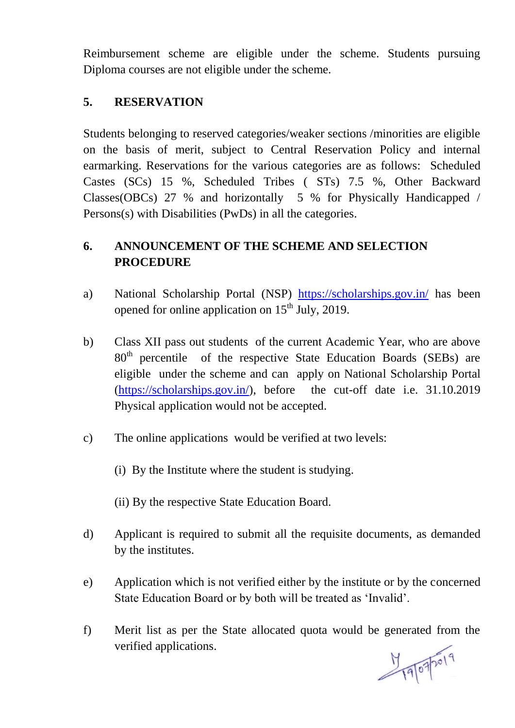Reimbursement scheme are eligible under the scheme. Students pursuing Diploma courses are not eligible under the scheme.

## 5. RESERVATION

Students belonging to reserved categories/weaker sections /minorities are eligible on the basis of merit, subject to Central Reservation Policy and internal earmarking. Reservations for the various categories are as follows: Scheduled Castes (SCs) 15 %, Scheduled Tribes ( STs) 7.5 %, Other Backward Classes(OBCs) 27 % and horizontally 5 % for Physically Handicapped / Persons(s) with Disabilities (PwDs) in all the categories.

## 6. ANNOUNCEMENT OF THE SCHEME AND SELECTION PROCEDURE

a) National Scholarship Portal (NSP) https://scholarships.gov.in/ has been opened for online application on 15th July, 2019.

b) Class XII pass out students of the current Academic Year, who are above 80th percentile of the respective State Education Boards (SEBs) are eligible under the scheme and can apply on National Scholarship Portal (https://scholarships.gov.in/), before the cut-off date i.e. 31.10.2019 Physical application would not be accepted.

c) The online applications would be verified at two levels:

   (i) By the Institute where the student is studying.

   (ii) By the respective State Education Board.

d) Applicant is required to submit all the requisite documents, as demanded by the institutes.

e) Application which is not verified either by the institute or by the concerned State Education Board or by both will be treated as 'Invalid'.

f) Merit list as per the State allocated quota would be generated from the verified applications.

19/07/2019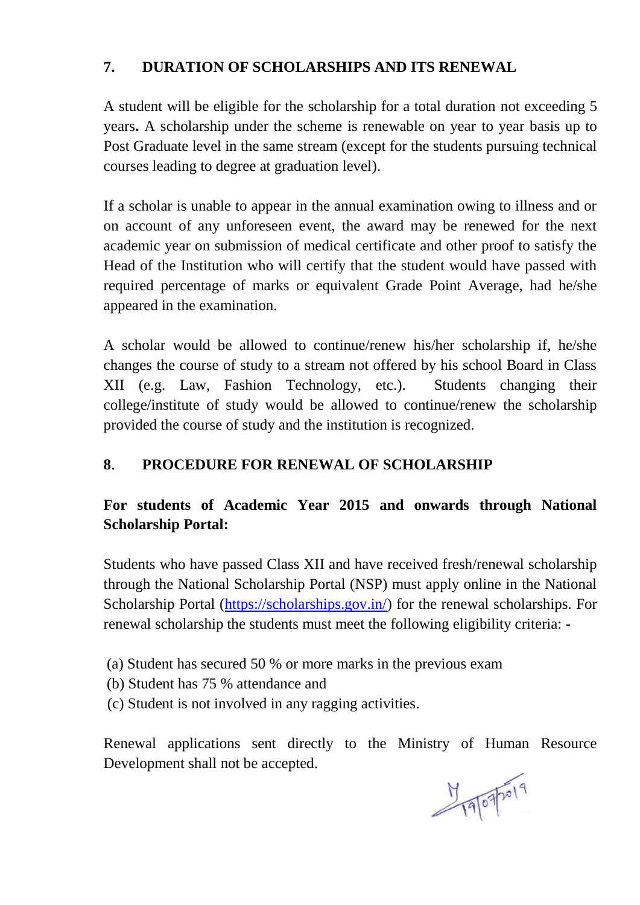## 7. DURATION OF SCHOLARSHIPS AND ITS RENEWAL

A student will be eligible for the scholarship for a total duration not exceeding 5 years**.** A scholarship under the scheme is renewable on year to year basis up to Post Graduate level in the same stream (except for the students pursuing technical courses leading to degree at graduation level).

If a scholar is unable to appear in the annual examination owing to illness and or on account of any unforeseen event, the award may be renewed for the next academic year on submission of medical certificate and other proof to satisfy the Head of the Institution who will certify that the student would have passed with required percentage of marks or equivalent Grade Point Average, had he/she appeared in the examination.

A scholar would be allowed to continue/renew his/her scholarship if, he/she changes the course of study to a stream not offered by his school Board in Class XII (e.g. Law, Fashion Technology, etc.). Students changing their college/institute of study would be allowed to continue/renew the scholarship provided the course of study and the institution is recognized.

## 8. PROCEDURE FOR RENEWAL OF SCHOLARSHIP

**For students of Academic Year 2015 and onwards through National Scholarship Portal:**

Students who have passed Class XII and have received fresh/renewal scholarship through the National Scholarship Portal (NSP) must apply online in the National Scholarship Portal ([https://scholarships.gov.in/](https://scholarships.gov.in/)) for the renewal scholarships. For renewal scholarship the students must meet the following eligibility criteria: -

(a) Student has secured 50 % or more marks in the previous exam
(b) Student has 75 % attendance and
(c) Student is not involved in any ragging activities.

Renewal applications sent directly to the Ministry of Human Resource Development shall not be accepted.

19/07/2019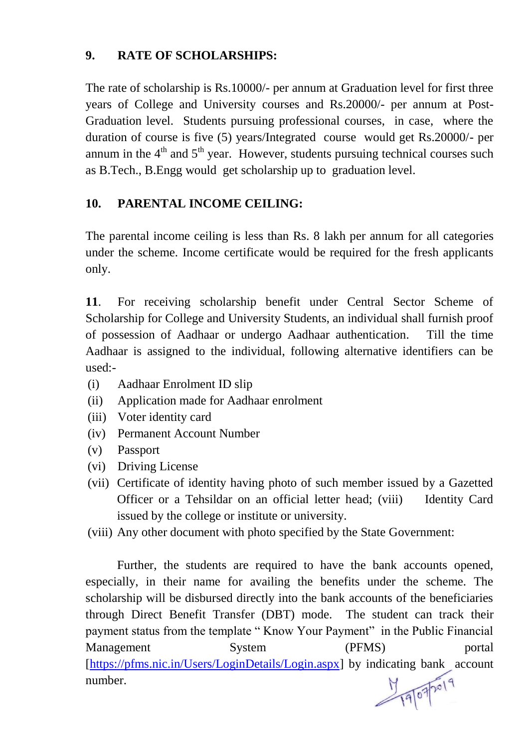## 9. RATE OF SCHOLARSHIPS:

The rate of scholarship is Rs.10000/- per annum at Graduation level for first three years of College and University courses and Rs.20000/- per annum at Post-Graduation level. Students pursuing professional courses, in case, where the duration of course is five (5) years/Integrated course would get Rs.20000/- per annum in the 4th and 5th year. However, students pursuing technical courses such as B.Tech., B.Engg would get scholarship up to graduation level.

## 10. PARENTAL INCOME CEILING:

The parental income ceiling is less than Rs. 8 lakh per annum for all categories under the scheme. Income certificate would be required for the fresh applicants only.

**11**. For receiving scholarship benefit under Central Sector Scheme of Scholarship for College and University Students, an individual shall furnish proof of possession of Aadhaar or undergo Aadhaar authentication. Till the time Aadhaar is assigned to the individual, following alternative identifiers can be used:-

(i) Aadhaar Enrolment ID slip
(ii) Application made for Aadhaar enrolment
(iii) Voter identity card
(iv) Permanent Account Number
(v) Passport
(vi) Driving License
(vii) Certificate of identity having photo of such member issued by a Gazetted Officer or a Tehsildar on an official letter head; (viii) Identity Card issued by the college or institute or university.
(viii) Any other document with photo specified by the State Government:

Further, the students are required to have the bank accounts opened, especially, in their name for availing the benefits under the scheme. The scholarship will be disbursed directly into the bank accounts of the beneficiaries through Direct Benefit Transfer (DBT) mode. The student can track their payment status from the template " Know Your Payment" in the Public Financial Management System (PFMS) portal [https://pfms.nic.in/Users/LoginDetails/Login.aspx] by indicating bank account number.

19/07/2019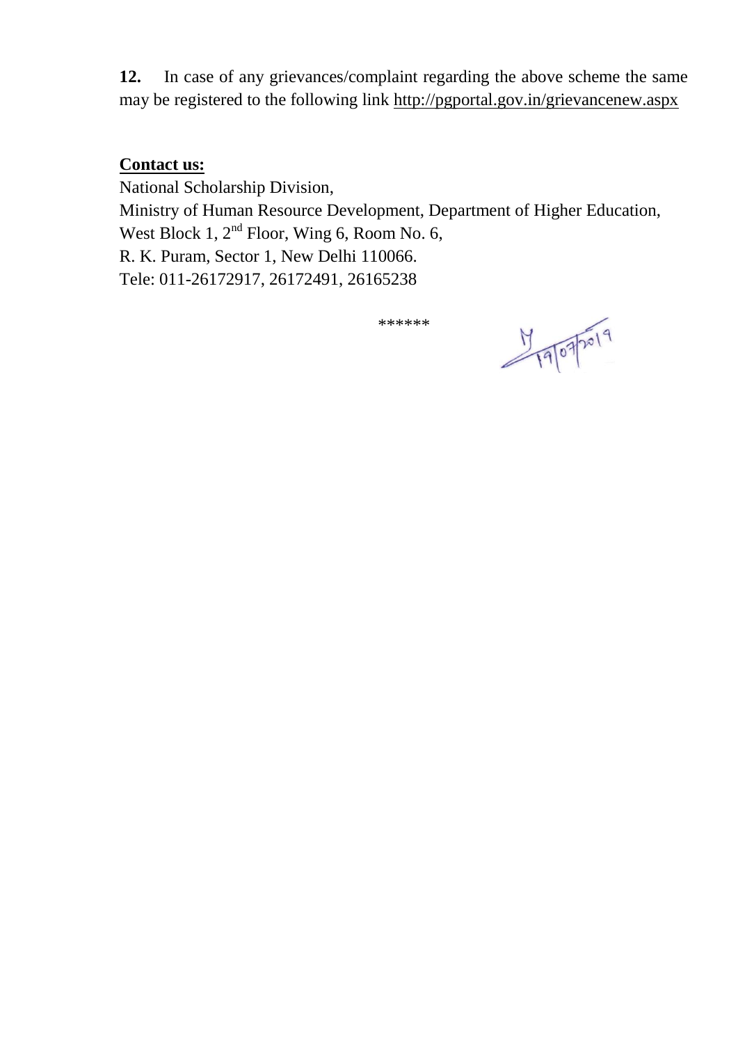**12.** In case of any grievances/complaint regarding the above scheme the same may be registered to the following link http://pgportal.gov.in/grievancenew.aspx

**Contact us:**

National Scholarship Division,
Ministry of Human Resource Development, Department of Higher Education,
West Block 1, 2nd Floor, Wing 6, Room No. 6,
R. K. Puram, Sector 1, New Delhi 110066.
Tele: 011-26172917, 26172491, 26165238

******

19/07/2019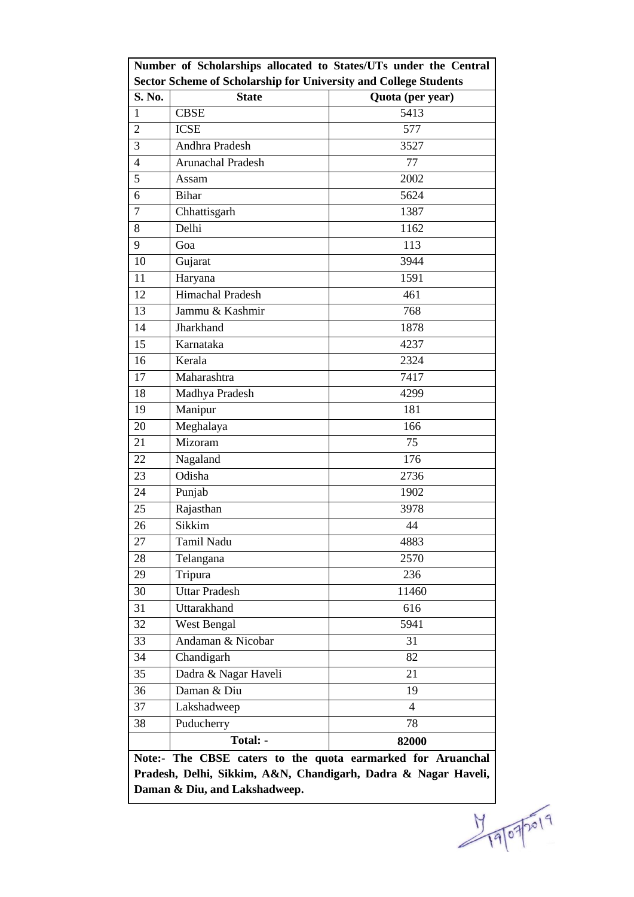**Number of Scholarships allocated to States/UTs under the Central Sector Scheme of Scholarship for University and College Students**

| S. No. | State | Quota (per year) |
|---|---|---|
| 1 | CBSE | 5413 |
| 2 | ICSE | 577 |
| 3 | Andhra Pradesh | 3527 |
| 4 | Arunachal Pradesh | 77 |
| 5 | Assam | 2002 |
| 6 | Bihar | 5624 |
| 7 | Chhattisgarh | 1387 |
| 8 | Delhi | 1162 |
| 9 | Goa | 113 |
| 10 | Gujarat | 3944 |
| 11 | Haryana | 1591 |
| 12 | Himachal Pradesh | 461 |
| 13 | Jammu & Kashmir | 768 |
| 14 | Jharkhand | 1878 |
| 15 | Karnataka | 4237 |
| 16 | Kerala | 2324 |
| 17 | Maharashtra | 7417 |
| 18 | Madhya Pradesh | 4299 |
| 19 | Manipur | 181 |
| 20 | Meghalaya | 166 |
| 21 | Mizoram | 75 |
| 22 | Nagaland | 176 |
| 23 | Odisha | 2736 |
| 24 | Punjab | 1902 |
| 25 | Rajasthan | 3978 |
| 26 | Sikkim | 44 |
| 27 | Tamil Nadu | 4883 |
| 28 | Telangana | 2570 |
| 29 | Tripura | 236 |
| 30 | Uttar Pradesh | 11460 |
| 31 | Uttarakhand | 616 |
| 32 | West Bengal | 5941 |
| 33 | Andaman & Nicobar | 31 |
| 34 | Chandigarh | 82 |
| 35 | Dadra & Nagar Haveli | 21 |
| 36 | Daman & Diu | 19 |
| 37 | Lakshadweep | 4 |
| 38 | Puducherry | 78 |
| | **Total: -** | **82000** |

**Note:- The CBSE caters to the quota earmarked for Aruanchal Pradesh, Delhi, Sikkim, A&N, Chandigarh, Dadra & Nagar Haveli, Daman & Diu, and Lakshadweep.**

19/07/2019